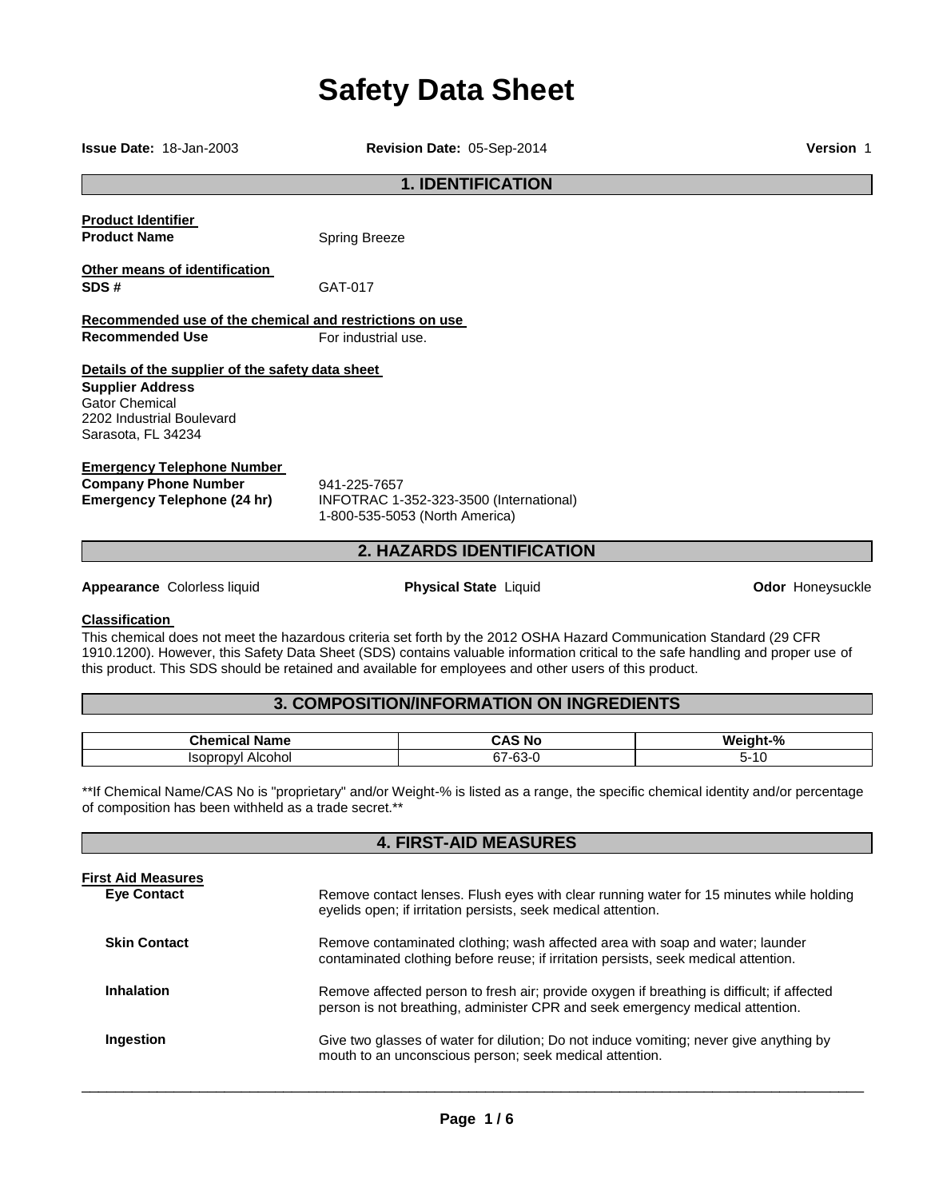# Safety Data Sheet

**Issue Date:** 18-Jan-2003 **Revision Date:** 05-Sep-2014 **Version** 1

## 1. IDENTIFICATION

**Product Identifier**

**Product Name** Spring Breeze

**Other means of identification**

**SDS #** GAT-017

**Recommended use of the chemical and restrictions on use**

**Recommended Use** For industrial use.

**Details of the supplier of the safety data sheet**

**Supplier Address**
Gator Chemical
2202 Industrial Boulevard
Sarasota, FL 34234

**Emergency Telephone Number**

**Company Phone Number** 941-225-7657

**Emergency Telephone (24 hr)** INFOTRAC 1-352-323-3500 (International)
1-800-535-5053 (North America)

## 2. HAZARDS IDENTIFICATION

**Appearance** Colorless liquid **Physical State** Liquid **Odor** Honeysuckle

**Classification**

This chemical does not meet the hazardous criteria set forth by the 2012 OSHA Hazard Communication Standard (29 CFR 1910.1200). However, this Safety Data Sheet (SDS) contains valuable information critical to the safe handling and proper use of this product. This SDS should be retained and available for employees and other users of this product.

## 3. COMPOSITION/INFORMATION ON INGREDIENTS

| Chemical Name | CAS No | Weight-% |
|---|---|---|
| Isopropyl Alcohol | 67-63-0 | 5-10 |

**If Chemical Name/CAS No is "proprietary" and/or Weight-% is listed as a range, the specific chemical identity and/or percentage of composition has been withheld as a trade secret.**

## 4. FIRST-AID MEASURES

**First Aid Measures**

**Eye Contact** Remove contact lenses. Flush eyes with clear running water for 15 minutes while holding eyelids open; if irritation persists, seek medical attention.

**Skin Contact** Remove contaminated clothing; wash affected area with soap and water; launder contaminated clothing before reuse; if irritation persists, seek medical attention.

**Inhalation** Remove affected person to fresh air; provide oxygen if breathing is difficult; if affected person is not breathing, administer CPR and seek emergency medical attention.

**Ingestion** Give two glasses of water for dilution; Do not induce vomiting; never give anything by mouth to an unconscious person; seek medical attention.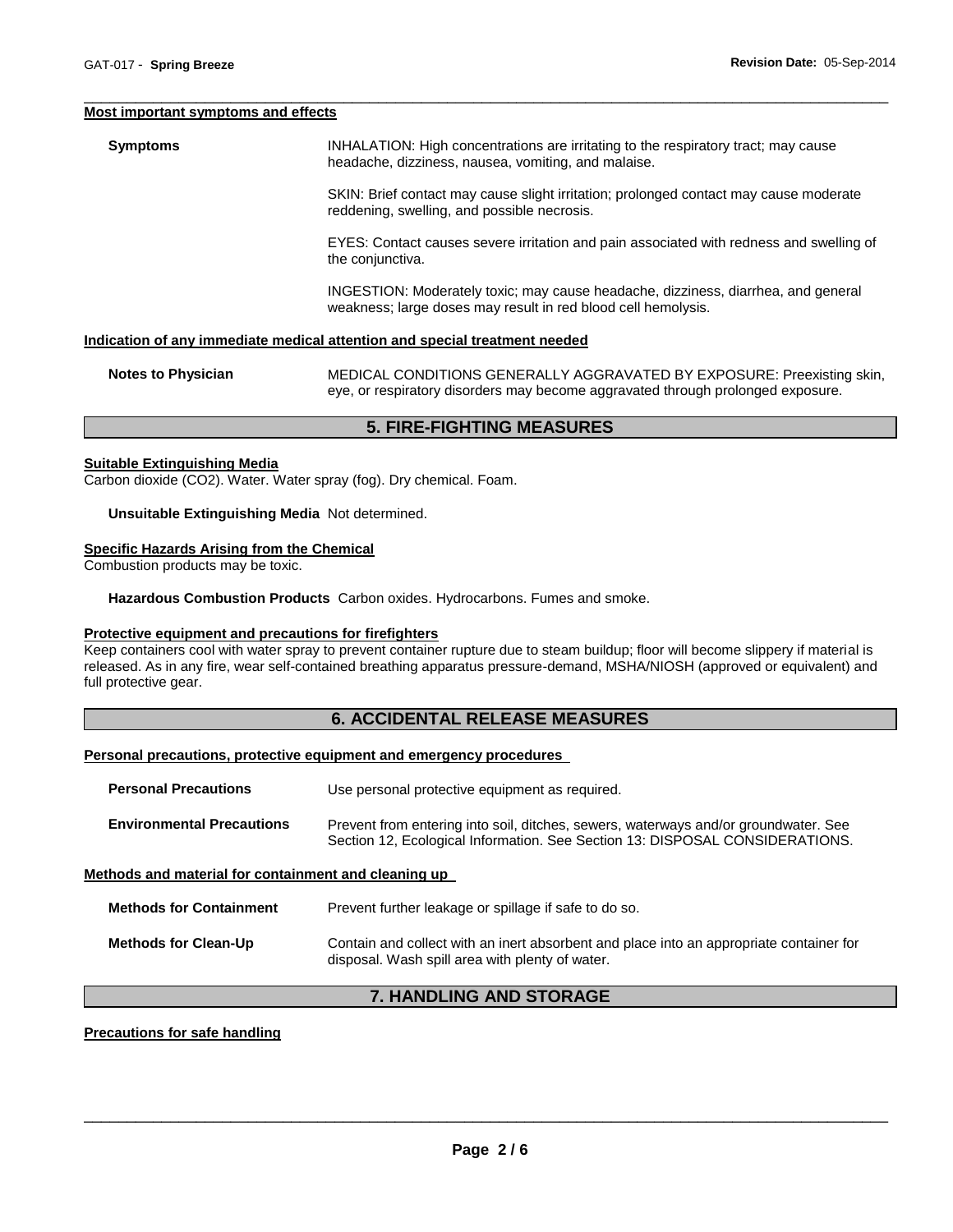#### Most important symptoms and effects

**Symptoms**

INHALATION: High concentrations are irritating to the respiratory tract; may cause headache, dizziness, nausea, vomiting, and malaise.

SKIN: Brief contact may cause slight irritation; prolonged contact may cause moderate reddening, swelling, and possible necrosis.

EYES: Contact causes severe irritation and pain associated with redness and swelling of the conjunctiva.

INGESTION: Moderately toxic; may cause headache, dizziness, diarrhea, and general weakness; large doses may result in red blood cell hemolysis.

#### Indication of any immediate medical attention and special treatment needed

**Notes to Physician**

MEDICAL CONDITIONS GENERALLY AGGRAVATED BY EXPOSURE: Preexisting skin, eye, or respiratory disorders may become aggravated through prolonged exposure.

## 5. FIRE-FIGHTING MEASURES

#### Suitable Extinguishing Media

Carbon dioxide ($CO_2$). Water. Water spray (fog). Dry chemical. Foam.

**Unsuitable Extinguishing Media** Not determined.

#### Specific Hazards Arising from the Chemical

Combustion products may be toxic.

**Hazardous Combustion Products** Carbon oxides. Hydrocarbons. Fumes and smoke.

#### Protective equipment and precautions for firefighters

Keep containers cool with water spray to prevent container rupture due to steam buildup; floor will become slippery if material is released. As in any fire, wear self-contained breathing apparatus pressure-demand, MSHA/NIOSH (approved or equivalent) and full protective gear.

## 6. ACCIDENTAL RELEASE MEASURES

#### Personal precautions, protective equipment and emergency procedures

**Personal Precautions**

Use personal protective equipment as required.

**Environmental Precautions**

Prevent from entering into soil, ditches, sewers, waterways and/or groundwater. See Section 12, Ecological Information. See Section 13: DISPOSAL CONSIDERATIONS.

#### Methods and material for containment and cleaning up

**Methods for Containment**

Prevent further leakage or spillage if safe to do so.

**Methods for Clean-Up**

Contain and collect with an inert absorbent and place into an appropriate container for disposal. Wash spill area with plenty of water.

## 7. HANDLING AND STORAGE

#### Precautions for safe handling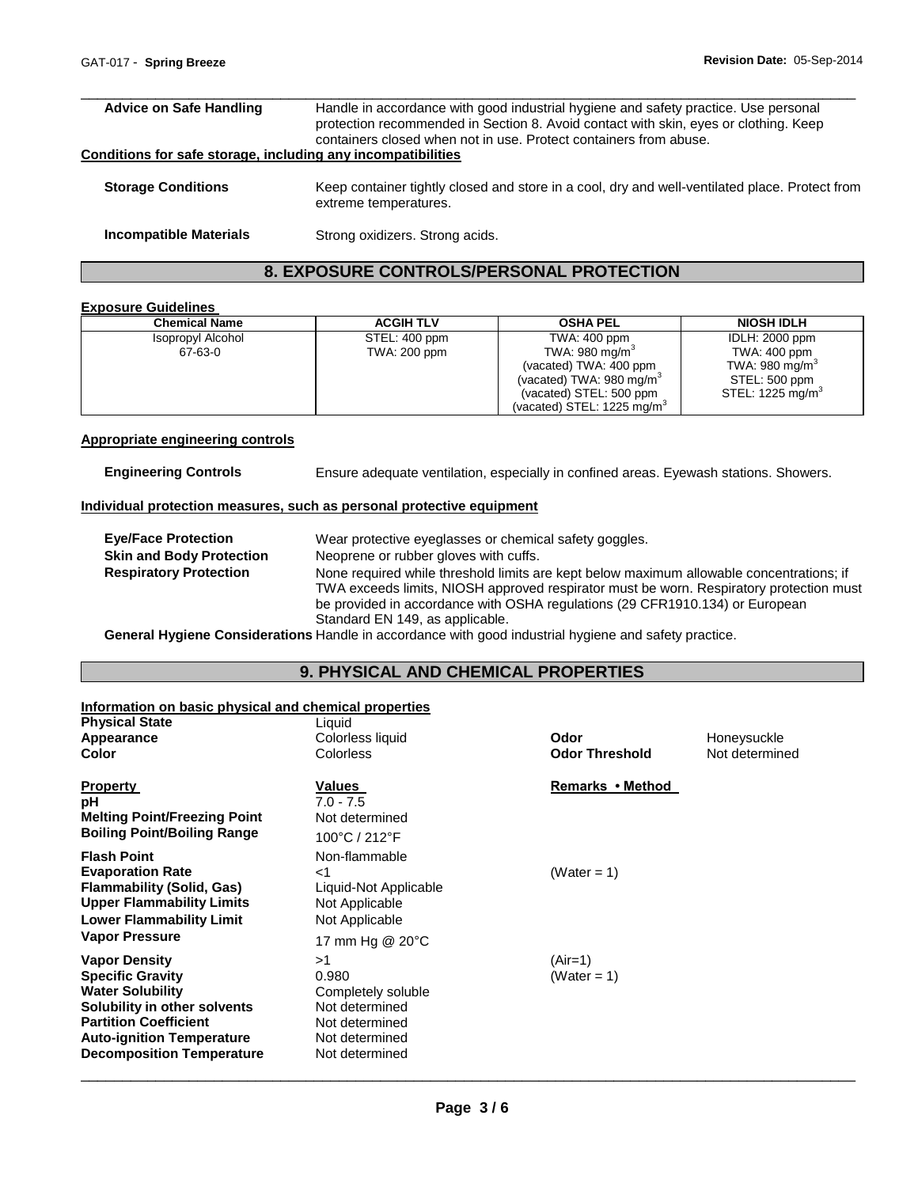**Advice on Safe Handling** Handle in accordance with good industrial hygiene and safety practice. Use personal protection recommended in Section 8. Avoid contact with skin, eyes or clothing. Keep containers closed when not in use. Protect containers from abuse.

**Conditions for safe storage, including any incompatibilities**

**Storage Conditions** Keep container tightly closed and store in a cool, dry and well-ventilated place. Protect from extreme temperatures.

**Incompatible Materials** Strong oxidizers. Strong acids.

## 8. EXPOSURE CONTROLS/PERSONAL PROTECTION

**Exposure Guidelines**

| Chemical Name | ACGIH TLV | OSHA PEL | NIOSH IDLH |
|---|---|---|---|
| Isopropyl Alcohol<br>67-63-0 | STEL: 400 ppm<br>TWA: 200 ppm | TWA: 400 ppm<br>TWA: 980 mg/m$^3$<br>(vacated) TWA: 400 ppm<br>(vacated) TWA: 980 mg/m$^3$<br>(vacated) STEL: 500 ppm<br>(vacated) STEL: 1225 mg/m$^3$ | IDLH: 2000 ppm<br>TWA: 400 ppm<br>TWA: 980 mg/m$^3$<br>STEL: 500 ppm<br>STEL: 1225 mg/m$^3$ |

**Appropriate engineering controls**

**Engineering Controls** Ensure adequate ventilation, especially in confined areas. Eyewash stations. Showers.

**Individual protection measures, such as personal protective equipment**

**Eye/Face Protection** Wear protective eyeglasses or chemical safety goggles.

**Skin and Body Protection** Neoprene or rubber gloves with cuffs.

**Respiratory Protection** None required while threshold limits are kept below maximum allowable concentrations; if TWA exceeds limits, NIOSH approved respirator must be worn. Respiratory protection must be provided in accordance with OSHA regulations (29 CFR1910.134) or European Standard EN 149, as applicable.

**General Hygiene Considerations** Handle in accordance with good industrial hygiene and safety practice.

## 9. PHYSICAL AND CHEMICAL PROPERTIES

**Information on basic physical and chemical properties**

**Physical State** Liquid

**Appearance** Colorless liquid

**Color** Colorless

**Odor** Honeysuckle

**Odor Threshold** Not determined

| Property | Values | Remarks • Method |
|---|---|---|
| **pH** | 7.0 - 7.5 | |
| **Melting Point/Freezing Point** | Not determined | |
| **Boiling Point/Boiling Range** | 100°C / 212°F | |
| **Flash Point** | Non-flammable | |
| **Evaporation Rate** | <1 | (Water = 1) |
| **Flammability (Solid, Gas)** | Liquid-Not Applicable | |
| **Upper Flammability Limits** | Not Applicable | |
| **Lower Flammability Limit** | Not Applicable | |
| **Vapor Pressure** | 17 mm Hg @ 20°C | |
| **Vapor Density** | >1 | (Air=1) |
| **Specific Gravity** | 0.980 | (Water = 1) |
| **Water Solubility** | Completely soluble | |
| **Solubility in other solvents** | Not determined | |
| **Partition Coefficient** | Not determined | |
| **Auto-ignition Temperature** | Not determined | |
| **Decomposition Temperature** | Not determined | |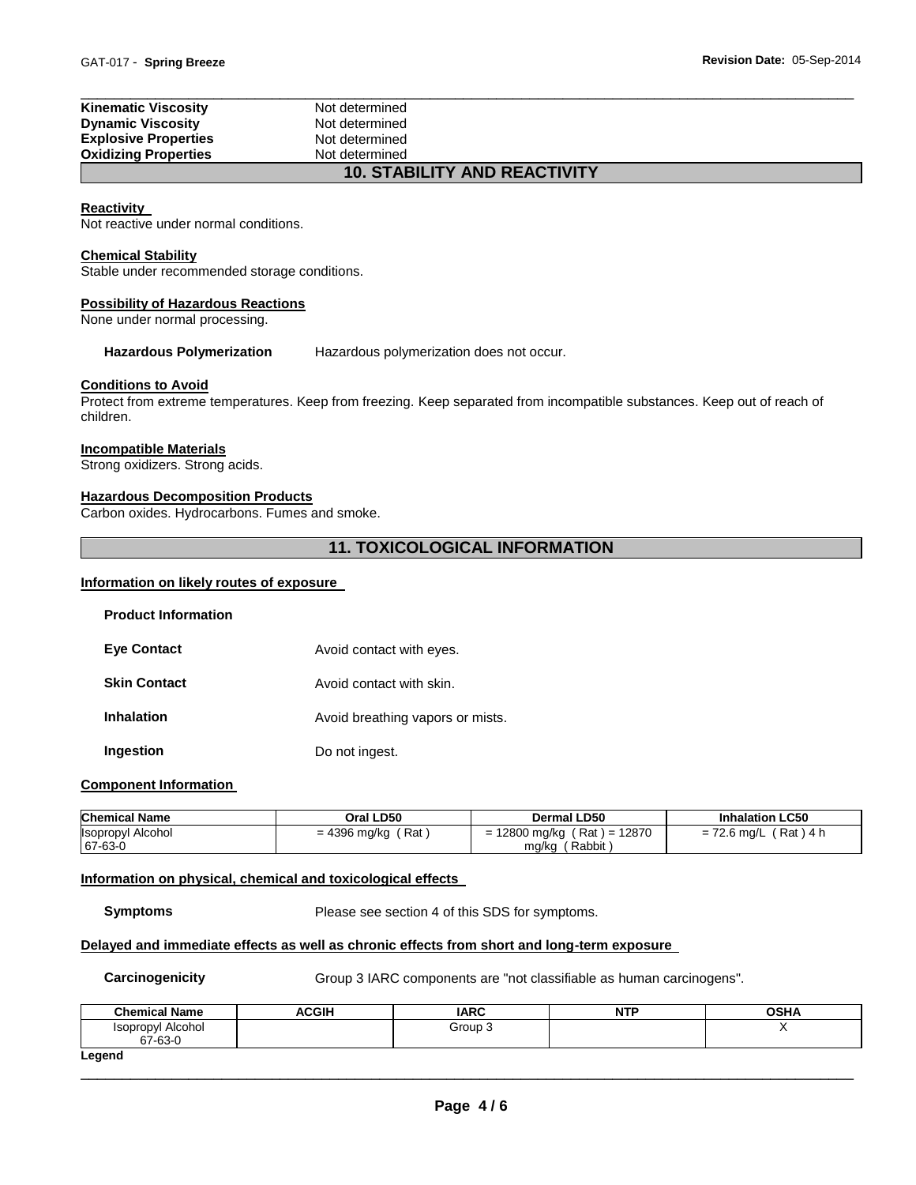| | |
|---|---|
| **Kinematic Viscosity** | Not determined |
| **Dynamic Viscosity** | Not determined |
| **Explosive Properties** | Not determined |
| **Oxidizing Properties** | Not determined |

## 10. STABILITY AND REACTIVITY

**Reactivity**

Not reactive under normal conditions.

**Chemical Stability**

Stable under recommended storage conditions.

**Possibility of Hazardous Reactions**

None under normal processing.

**Hazardous Polymerization** Hazardous polymerization does not occur.

**Conditions to Avoid**

Protect from extreme temperatures. Keep from freezing. Keep separated from incompatible substances. Keep out of reach of children.

**Incompatible Materials**

Strong oxidizers. Strong acids.

**Hazardous Decomposition Products**

Carbon oxides. Hydrocarbons. Fumes and smoke.

## 11. TOXICOLOGICAL INFORMATION

**Information on likely routes of exposure**

**Product Information**

| | |
|---|---|
| **Eye Contact** | Avoid contact with eyes. |
| **Skin Contact** | Avoid contact with skin. |
| **Inhalation** | Avoid breathing vapors or mists. |
| **Ingestion** | Do not ingest. |

**Component Information**

| Chemical Name | Oral LD50 | Dermal LD50 | Inhalation LC50 |
|---|---|---|---|
| Isopropyl Alcohol 67-63-0 | = 4396 mg/kg ( Rat ) | = 12800 mg/kg ( Rat ) = 12870 mg/kg ( Rabbit ) | = 72.6 mg/L ( Rat ) 4 h |

**Information on physical, chemical and toxicological effects**

**Symptoms** Please see section 4 of this SDS for symptoms.

**Delayed and immediate effects as well as chronic effects from short and long-term exposure**

**Carcinogenicity** Group 3 IARC components are "not classifiable as human carcinogens".

| Chemical Name | ACGIH | IARC | NTP | OSHA |
|---|---|---|---|---|
| Isopropyl Alcohol 67-63-0 | | Group 3 | | X |

**Legend**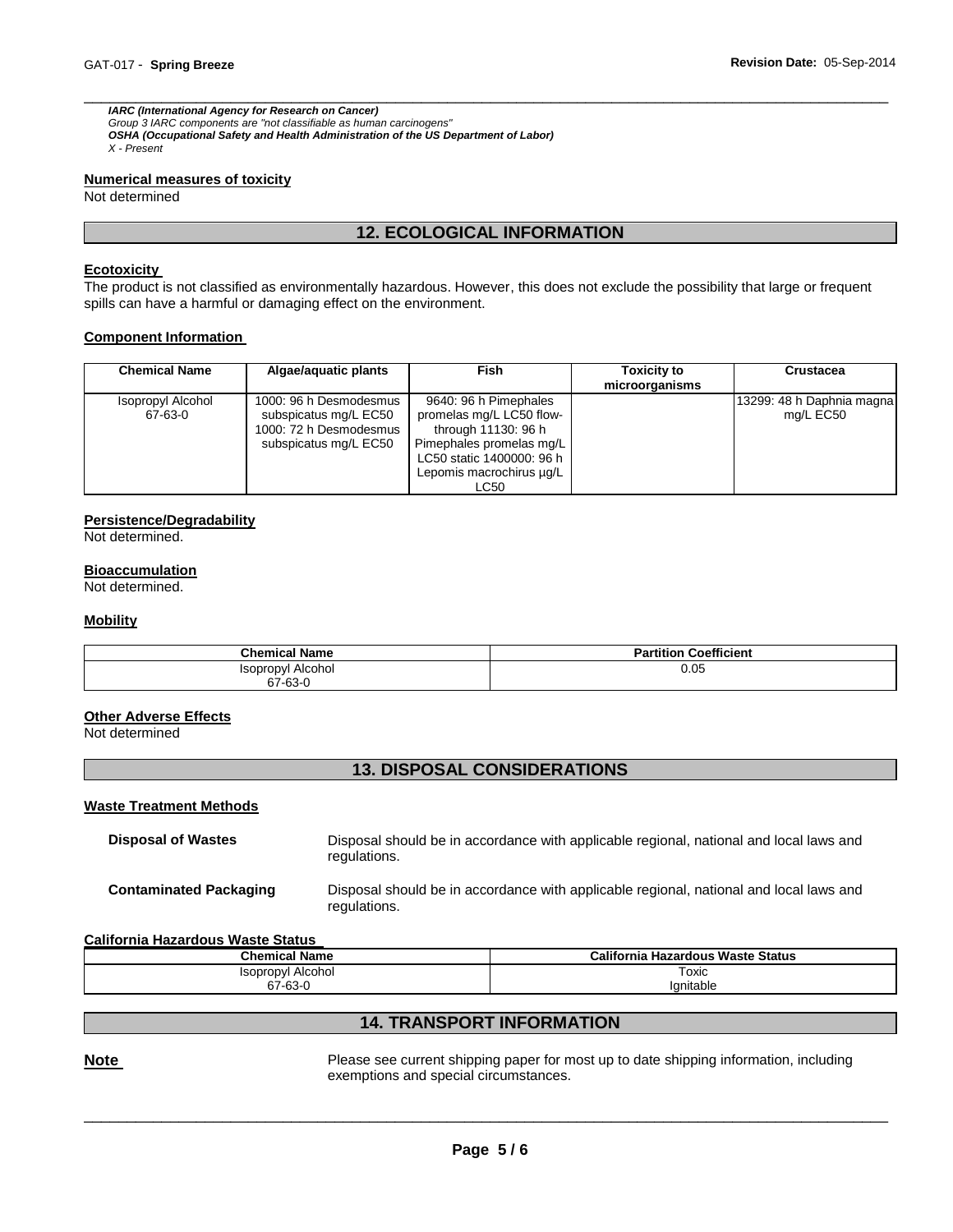***IARC (International Agency for Research on Cancer)***
*Group 3 IARC components are "not classifiable as human carcinogens"*
***OSHA (Occupational Safety and Health Administration of the US Department of Labor)***
*X - Present*

**Numerical measures of toxicity**
Not determined

## 12. ECOLOGICAL INFORMATION

**Ecotoxicity**
The product is not classified as environmentally hazardous. However, this does not exclude the possibility that large or frequent spills can have a harmful or damaging effect on the environment.

**Component Information**

| Chemical Name | Algae/aquatic plants | Fish | Toxicity to microorganisms | Crustacea |
|---|---|---|---|---|
| Isopropyl Alcohol 67-63-0 | 1000: 96 h Desmodesmus subspicatus mg/L EC50 1000: 72 h Desmodesmus subspicatus mg/L EC50 | 9640: 96 h Pimephales promelas mg/L LC50 flow-through 11130: 96 h Pimephales promelas mg/L LC50 static 1400000: 96 h Lepomis macrochirus µg/L LC50 | | 13299: 48 h Daphnia magna mg/L EC50 |

**Persistence/Degradability**
Not determined.

**Bioaccumulation**
Not determined.

**Mobility**

| Chemical Name | Partition Coefficient |
|---|---|
| Isopropyl Alcohol 67-63-0 | 0.05 |

**Other Adverse Effects**
Not determined

## 13. DISPOSAL CONSIDERATIONS

**Waste Treatment Methods**

**Disposal of Wastes** Disposal should be in accordance with applicable regional, national and local laws and regulations.

**Contaminated Packaging** Disposal should be in accordance with applicable regional, national and local laws and regulations.

**California Hazardous Waste Status**

| Chemical Name | California Hazardous Waste Status |
|---|---|
| Isopropyl Alcohol 67-63-0 | Toxic Ignitable |

## 14. TRANSPORT INFORMATION

**Note** Please see current shipping paper for most up to date shipping information, including exemptions and special circumstances.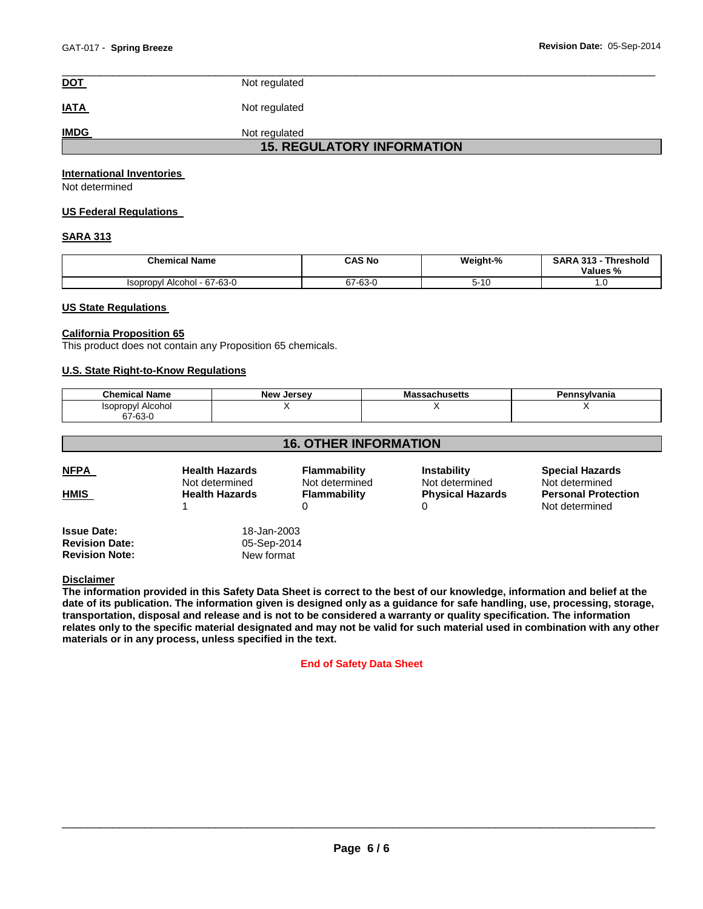**DOT** Not regulated

**IATA** Not regulated

**IMDG** Not regulated

## 15. REGULATORY INFORMATION

**International Inventories**
Not determined

**US Federal Regulations**

**SARA 313**

| Chemical Name | CAS No | Weight-% | SARA 313 - Threshold Values % |
|---|---|---|---|
| Isopropyl Alcohol - 67-63-0 | 67-63-0 | 5-10 | 1.0 |

**US State Regulations**

**California Proposition 65**
This product does not contain any Proposition 65 chemicals.

**U.S. State Right-to-Know Regulations**

| Chemical Name | New Jersey | Massachusetts | Pennsylvania |
|---|---|---|---|
| Isopropyl Alcohol 67-63-0 | X | X | X |

## 16. OTHER INFORMATION

| | | | | |
|---|---|---|---|---|
| **NFPA** | **Health Hazards** Not determined | **Flammability** Not determined | **Instability** Not determined | **Special Hazards** Not determined |
| **HMIS** | **Health Hazards** 1 | **Flammability** 0 | **Physical Hazards** 0 | **Personal Protection** Not determined |

**Issue Date:** 18-Jan-2003
**Revision Date:** 05-Sep-2014
**Revision Note:** New format

**Disclaimer**
**The information provided in this Safety Data Sheet is correct to the best of our knowledge, information and belief at the date of its publication. The information given is designed only as a guidance for safe handling, use, processing, storage, transportation, disposal and release and is not to be considered a warranty or quality specification. The information relates only to the specific material designated and may not be valid for such material used in combination with any other materials or in any process, unless specified in the text.**

**End of Safety Data Sheet**